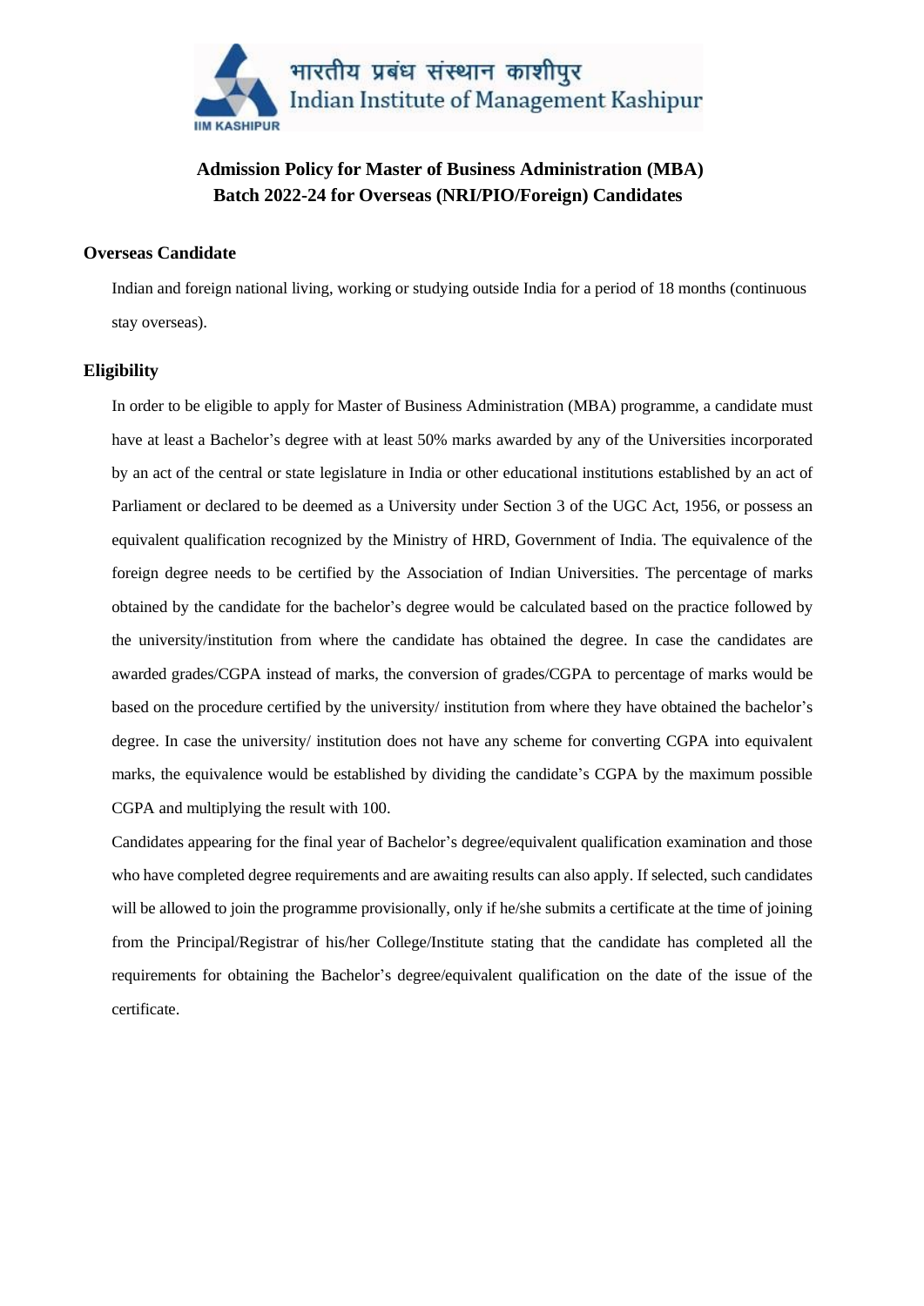भारतीय प्रबंध संस्थान काशीपुर
Indian Institute of Management Kashipur

# Admission Policy for Master of Business Administration (MBA) Batch 2022-24 for Overseas (NRI/PIO/Foreign) Candidates

## Overseas Candidate

Indian and foreign national living, working or studying outside India for a period of 18 months (continuous stay overseas).

## Eligibility

In order to be eligible to apply for Master of Business Administration (MBA) programme, a candidate must have at least a Bachelor's degree with at least 50% marks awarded by any of the Universities incorporated by an act of the central or state legislature in India or other educational institutions established by an act of Parliament or declared to be deemed as a University under Section 3 of the UGC Act, 1956, or possess an equivalent qualification recognized by the Ministry of HRD, Government of India. The equivalence of the foreign degree needs to be certified by the Association of Indian Universities. The percentage of marks obtained by the candidate for the bachelor's degree would be calculated based on the practice followed by the university/institution from where the candidate has obtained the degree. In case the candidates are awarded grades/CGPA instead of marks, the conversion of grades/CGPA to percentage of marks would be based on the procedure certified by the university/ institution from where they have obtained the bachelor's degree. In case the university/ institution does not have any scheme for converting CGPA into equivalent marks, the equivalence would be established by dividing the candidate's CGPA by the maximum possible CGPA and multiplying the result with 100.

Candidates appearing for the final year of Bachelor's degree/equivalent qualification examination and those who have completed degree requirements and are awaiting results can also apply. If selected, such candidates will be allowed to join the programme provisionally, only if he/she submits a certificate at the time of joining from the Principal/Registrar of his/her College/Institute stating that the candidate has completed all the requirements for obtaining the Bachelor's degree/equivalent qualification on the date of the issue of the certificate.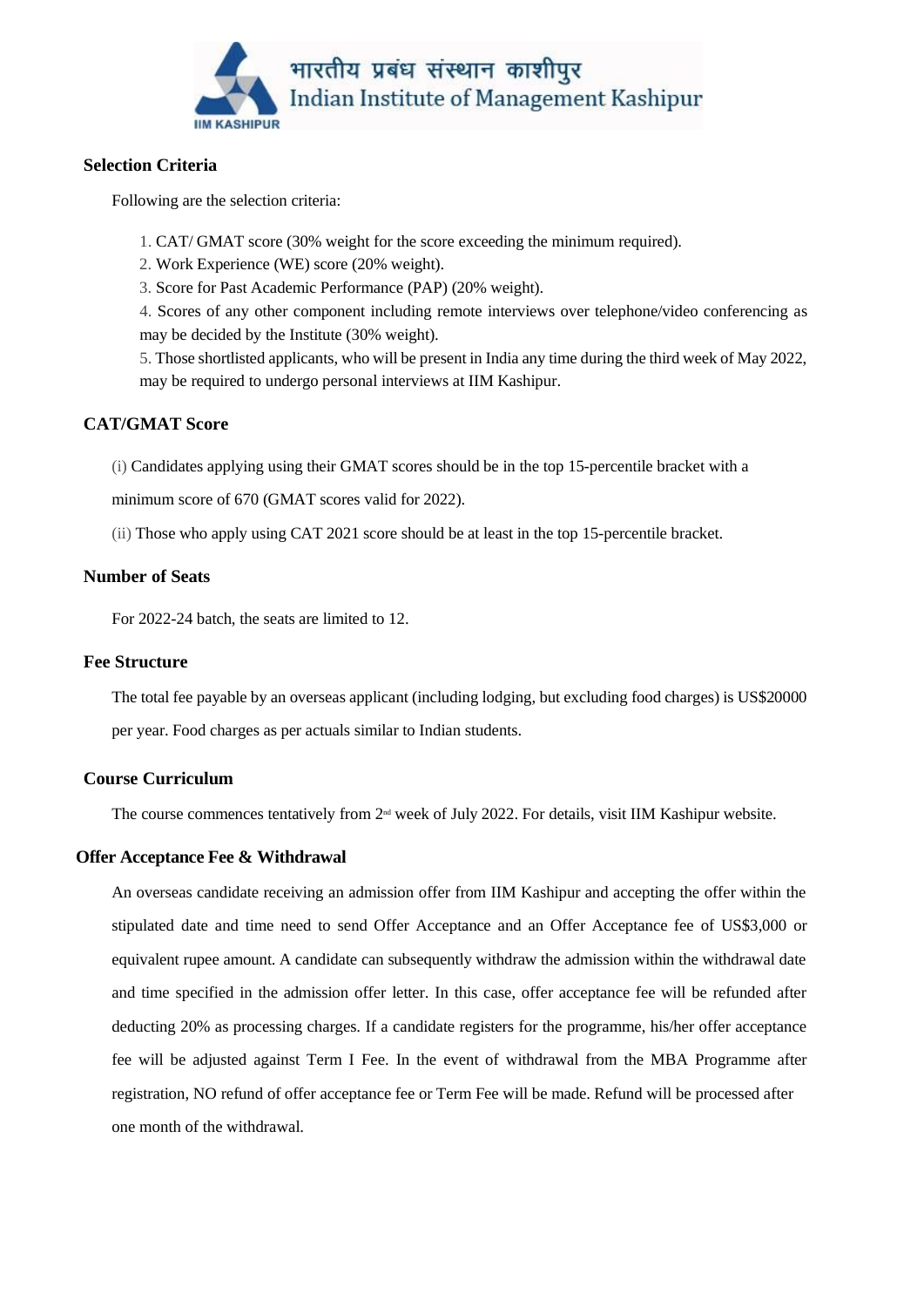## Selection Criteria

Following are the selection criteria:

1. CAT/ GMAT score (30% weight for the score exceeding the minimum required).
2. Work Experience (WE) score (20% weight).
3. Score for Past Academic Performance (PAP) (20% weight).
4. Scores of any other component including remote interviews over telephone/video conferencing as may be decided by the Institute (30% weight).
5. Those shortlisted applicants, who will be present in India any time during the third week of May 2022, may be required to undergo personal interviews at IIM Kashipur.

## CAT/GMAT Score

(i) Candidates applying using their GMAT scores should be in the top 15-percentile bracket with a minimum score of 670 (GMAT scores valid for 2022).

(ii) Those who apply using CAT 2021 score should be at least in the top 15-percentile bracket.

## Number of Seats

For 2022-24 batch, the seats are limited to 12.

## Fee Structure

The total fee payable by an overseas applicant (including lodging, but excluding food charges) is US$20000 per year. Food charges as per actuals similar to Indian students.

## Course Curriculum

The course commences tentatively from 2nd week of July 2022. For details, visit IIM Kashipur website.

## Offer Acceptance Fee & Withdrawal

An overseas candidate receiving an admission offer from IIM Kashipur and accepting the offer within the stipulated date and time need to send Offer Acceptance and an Offer Acceptance fee of US$3,000 or equivalent rupee amount. A candidate can subsequently withdraw the admission within the withdrawal date and time specified in the admission offer letter. In this case, offer acceptance fee will be refunded after deducting 20% as processing charges. If a candidate registers for the programme, his/her offer acceptance fee will be adjusted against Term I Fee. In the event of withdrawal from the MBA Programme after registration, NO refund of offer acceptance fee or Term Fee will be made. Refund will be processed after one month of the withdrawal.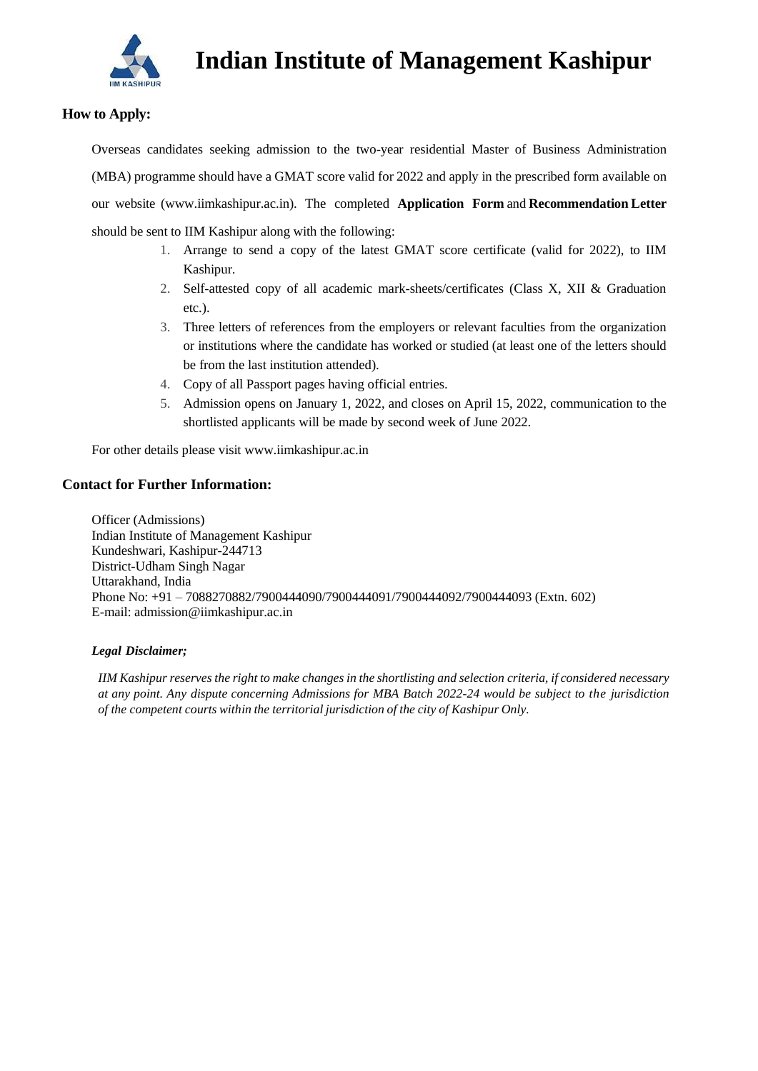# Indian Institute of Management Kashipur

## How to Apply:

Overseas candidates seeking admission to the two-year residential Master of Business Administration (MBA) programme should have a GMAT score valid for 2022 and apply in the prescribed form available on our website (www.iimkashipur.ac.in). The completed **Application Form** and **Recommendation Letter** should be sent to IIM Kashipur along with the following:

1. Arrange to send a copy of the latest GMAT score certificate (valid for 2022), to IIM Kashipur.
2. Self-attested copy of all academic mark-sheets/certificates (Class X, XII & Graduation etc.).
3. Three letters of references from the employers or relevant faculties from the organization or institutions where the candidate has worked or studied (at least one of the letters should be from the last institution attended).
4. Copy of all Passport pages having official entries.
5. Admission opens on January 1, 2022, and closes on April 15, 2022, communication to the shortlisted applicants will be made by second week of June 2022.

For other details please visit www.iimkashipur.ac.in

## Contact for Further Information:

Officer (Admissions)
Indian Institute of Management Kashipur
Kundeshwari, Kashipur-244713
District-Udham Singh Nagar
Uttarakhand, India
Phone No: +91 – 7088270882/7900444090/7900444091/7900444092/7900444093 (Extn. 602)
E-mail: admission@iimkashipur.ac.in

***Legal Disclaimer;***

*IIM Kashipur reserves the right to make changes in the shortlisting and selection criteria, if considered necessary at any point. Any dispute concerning Admissions for MBA Batch 2022-24 would be subject to the jurisdiction of the competent courts within the territorial jurisdiction of the city of Kashipur Only.*